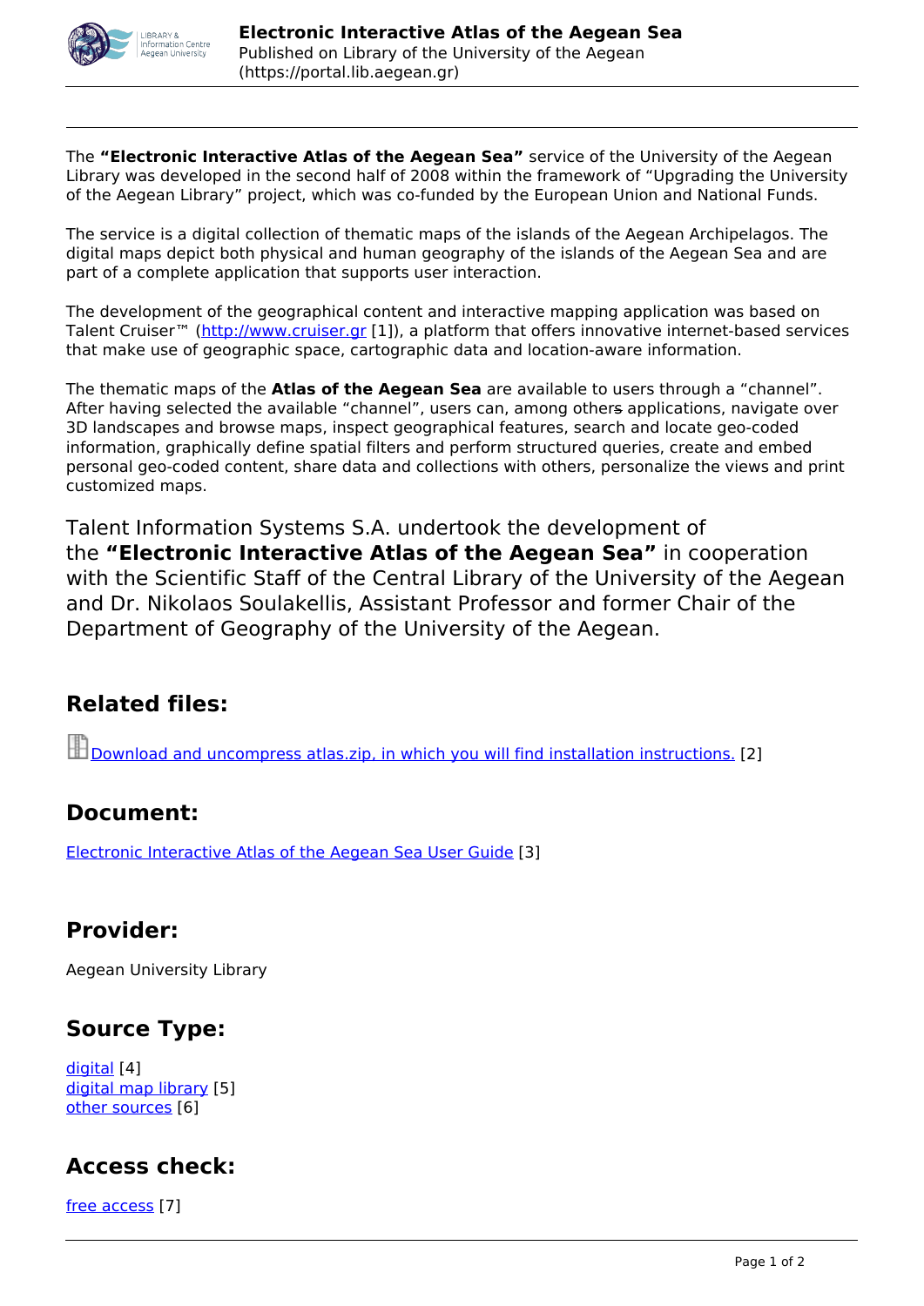The **"Electronic Interactive Atlas of the Aegean Sea"** service of the University of the Aegean Library was developed in the second half of 2008 within the framework of "Upgrading the University of the Aegean Library" project, which was co-funded by the European Union and National Funds.

The service is a digital collection of thematic maps of the islands of the Aegean Archipelagos. The digital maps depict both physical and human geography of the islands of the Aegean Sea and are part of a complete application that supports user interaction.

The development of the geographical content and interactive mapping application was based on Talent Cruiser™ (http://www.cruiser.gr [1]), a platform that offers innovative internet-based services that make use of geographic space, cartographic data and location-aware information.

The thematic maps of the **Atlas of the Aegean Sea** are available to users through a "channel". After having selected the available "channel", users can, among others applications, navigate over 3D landscapes and browse maps, inspect geographical features, search and locate geo-coded information, graphically define spatial filters and perform structured queries, create and embed personal geo-coded content, share data and collections with others, personalize the views and print customized maps.

Talent Information Systems S.A. undertook the development of the **"Electronic Interactive Atlas of the Aegean Sea"** in cooperation with the Scientific Staff of the Central Library of the University of the Aegean and Dr. Nikolaos Soulakellis, Assistant Professor and former Chair of the Department of Geography of the University of the Aegean.

## Related files:

Download and uncompress atlas.zip, in which you will find installation instructions. [2]

## Document:

Electronic Interactive Atlas of the Aegean Sea User Guide [3]

## Provider:

Aegean University Library

## Source Type:

digital [4]
digital map library [5]
other sources [6]

## Access check:

free access [7]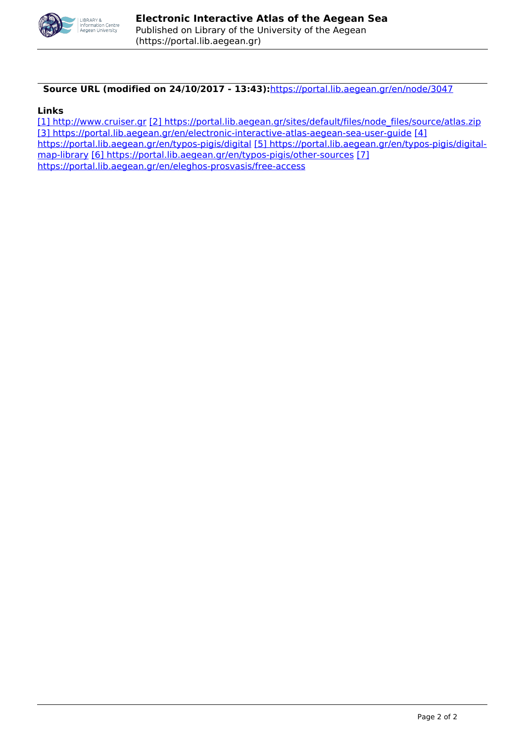**Source URL (modified on 24/10/2017 - 13:43):**https://portal.lib.aegean.gr/en/node/3047

**Links**

[1] http://www.cruiser.gr [2] https://portal.lib.aegean.gr/sites/default/files/node_files/source/atlas.zip [3] https://portal.lib.aegean.gr/en/electronic-interactive-atlas-aegean-sea-user-guide [4] https://portal.lib.aegean.gr/en/typos-pigis/digital [5] https://portal.lib.aegean.gr/en/typos-pigis/digital-map-library [6] https://portal.lib.aegean.gr/en/typos-pigis/other-sources [7] https://portal.lib.aegean.gr/en/eleghos-prosvasis/free-access